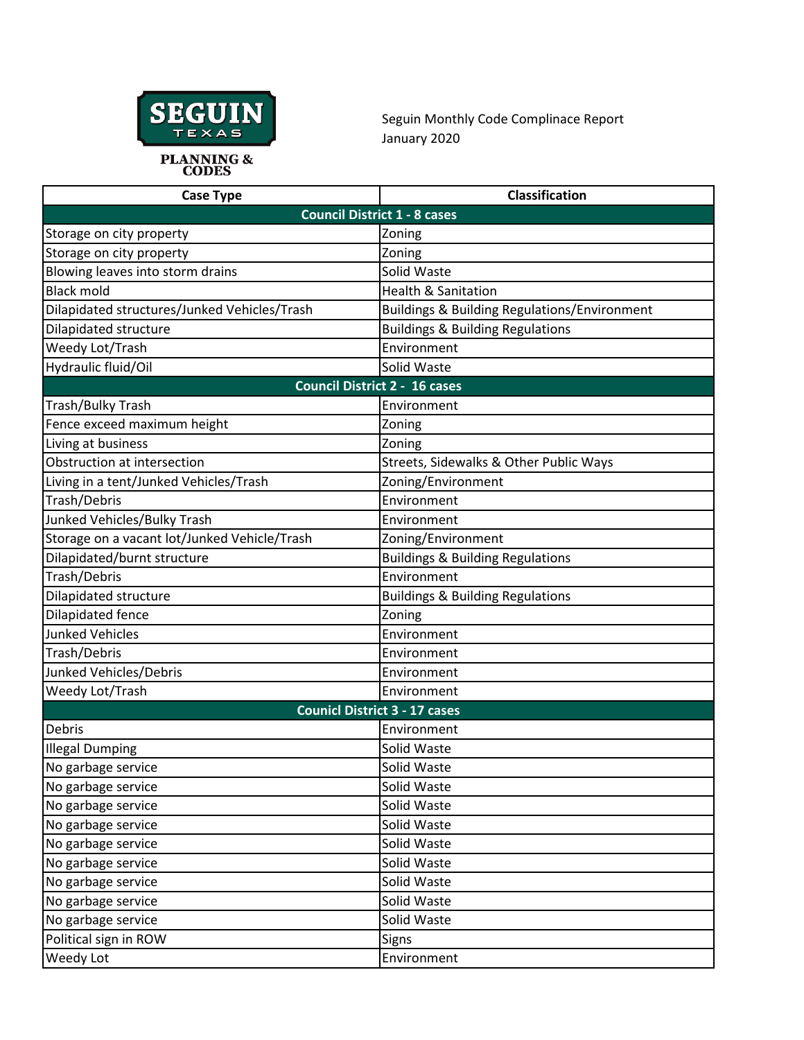SEGUIN TEXAS

PLANNING & CODES

Seguin Monthly Code Complinace Report
January 2020

| Case Type | Classification |
|---|---|
| **Council District 1 - 8 cases** | |
| Storage on city property | Zoning |
| Storage on city property | Zoning |
| Blowing leaves into storm drains | Solid Waste |
| Black mold | Health & Sanitation |
| Dilapidated structures/Junked Vehicles/Trash | Buildings & Building Regulations/Environment |
| Dilapidated structure | Buildings & Building Regulations |
| Weedy Lot/Trash | Environment |
| Hydraulic fluid/Oil | Solid Waste |
| **Council District 2 - 16 cases** | |
| Trash/Bulky Trash | Environment |
| Fence exceed maximum height | Zoning |
| Living at business | Zoning |
| Obstruction at intersection | Streets, Sidewalks & Other Public Ways |
| Living in a tent/Junked Vehicles/Trash | Zoning/Environment |
| Trash/Debris | Environment |
| Junked Vehicles/Bulky Trash | Environment |
| Storage on a vacant lot/Junked Vehicle/Trash | Zoning/Environment |
| Dilapidated/burnt structure | Buildings & Building Regulations |
| Trash/Debris | Environment |
| Dilapidated structure | Buildings & Building Regulations |
| Dilapidated fence | Zoning |
| Junked Vehicles | Environment |
| Trash/Debris | Environment |
| Junked Vehicles/Debris | Environment |
| Weedy Lot/Trash | Environment |
| **Counicl District 3 - 17 cases** | |
| Debris | Environment |
| Illegal Dumping | Solid Waste |
| No garbage service | Solid Waste |
| No garbage service | Solid Waste |
| No garbage service | Solid Waste |
| No garbage service | Solid Waste |
| No garbage service | Solid Waste |
| No garbage service | Solid Waste |
| No garbage service | Solid Waste |
| No garbage service | Solid Waste |
| No garbage service | Solid Waste |
| Political sign in ROW | Signs |
| Weedy Lot | Environment |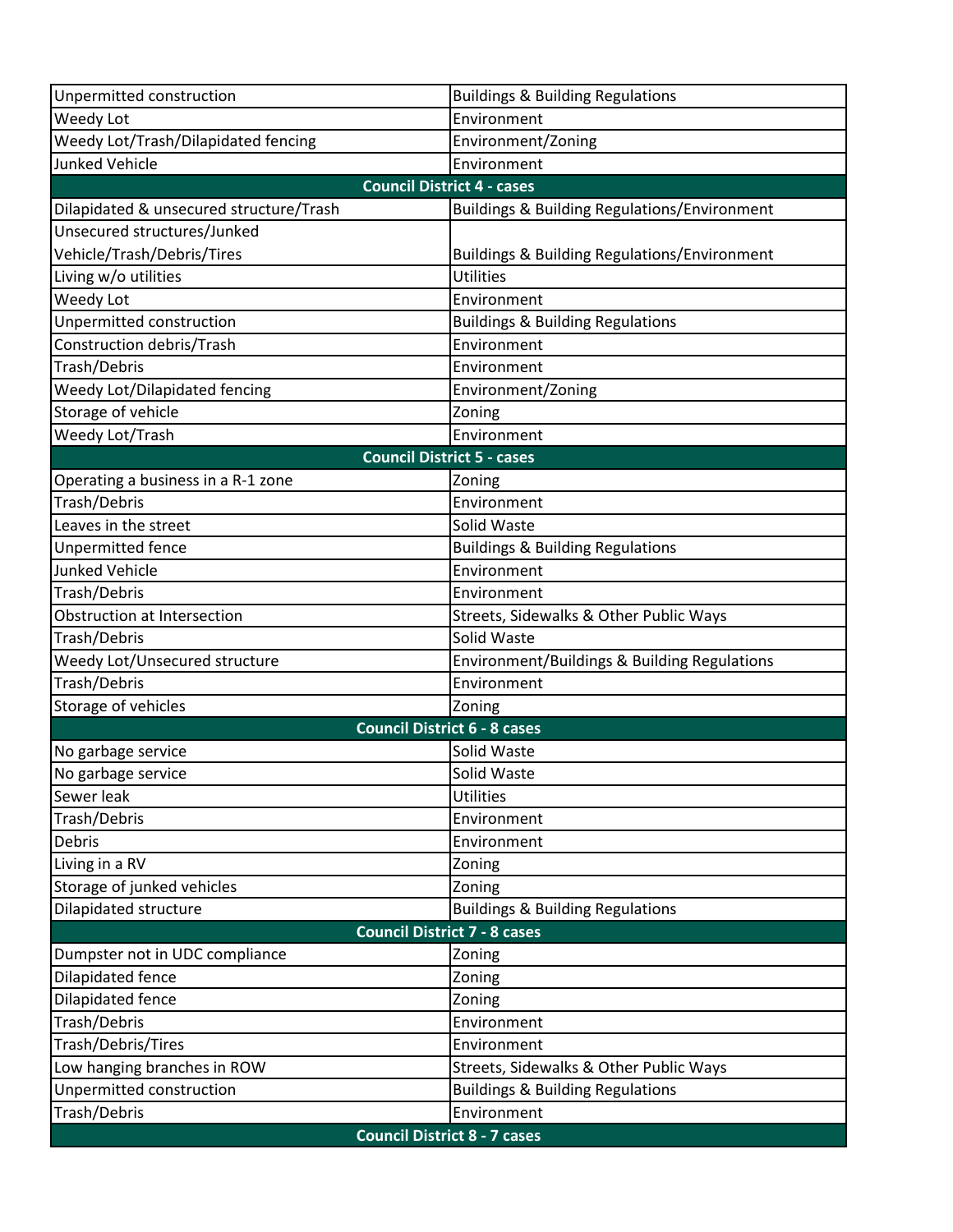| | |
|---|---|
| Unpermitted construction | Buildings & Building Regulations |
| Weedy Lot | Environment |
| Weedy Lot/Trash/Dilapidated fencing | Environment/Zoning |
| Junked Vehicle | Environment |
| **Council District 4 - cases** | |
| Dilapidated & unsecured structure/Trash | Buildings & Building Regulations/Environment |
| Unsecured structures/Junked Vehicle/Trash/Debris/Tires | Buildings & Building Regulations/Environment |
| Living w/o utilities | Utilities |
| Weedy Lot | Environment |
| Unpermitted construction | Buildings & Building Regulations |
| Construction debris/Trash | Environment |
| Trash/Debris | Environment |
| Weedy Lot/Dilapidated fencing | Environment/Zoning |
| Storage of vehicle | Zoning |
| Weedy Lot/Trash | Environment |
| **Council District 5 - cases** | |
| Operating a business in a R-1 zone | Zoning |
| Trash/Debris | Environment |
| Leaves in the street | Solid Waste |
| Unpermitted fence | Buildings & Building Regulations |
| Junked Vehicle | Environment |
| Trash/Debris | Environment |
| Obstruction at Intersection | Streets, Sidewalks & Other Public Ways |
| Trash/Debris | Solid Waste |
| Weedy Lot/Unsecured structure | Environment/Buildings & Building Regulations |
| Trash/Debris | Environment |
| Storage of vehicles | Zoning |
| **Council District 6 - 8 cases** | |
| No garbage service | Solid Waste |
| No garbage service | Solid Waste |
| Sewer leak | Utilities |
| Trash/Debris | Environment |
| Debris | Environment |
| Living in a RV | Zoning |
| Storage of junked vehicles | Zoning |
| Dilapidated structure | Buildings & Building Regulations |
| **Council District 7 - 8 cases** | |
| Dumpster not in UDC compliance | Zoning |
| Dilapidated fence | Zoning |
| Dilapidated fence | Zoning |
| Trash/Debris | Environment |
| Trash/Debris/Tires | Environment |
| Low hanging branches in ROW | Streets, Sidewalks & Other Public Ways |
| Unpermitted construction | Buildings & Building Regulations |
| Trash/Debris | Environment |
| **Council District 8 - 7 cases** | |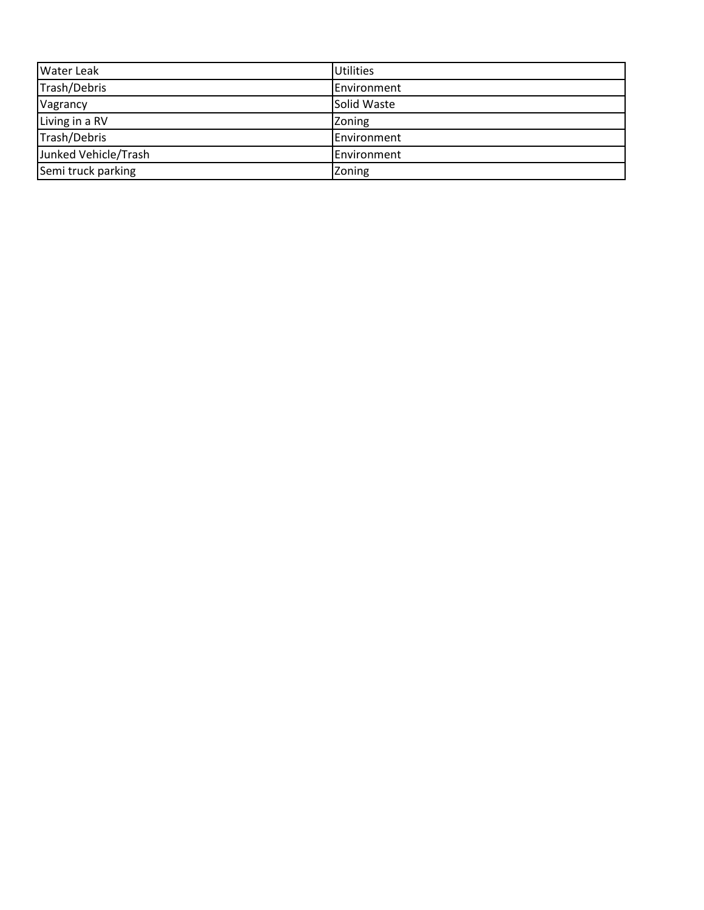| | |
|---|---|
| Water Leak | Utilities |
| Trash/Debris | Environment |
| Vagrancy | Solid Waste |
| Living in a RV | Zoning |
| Trash/Debris | Environment |
| Junked Vehicle/Trash | Environment |
| Semi truck parking | Zoning |